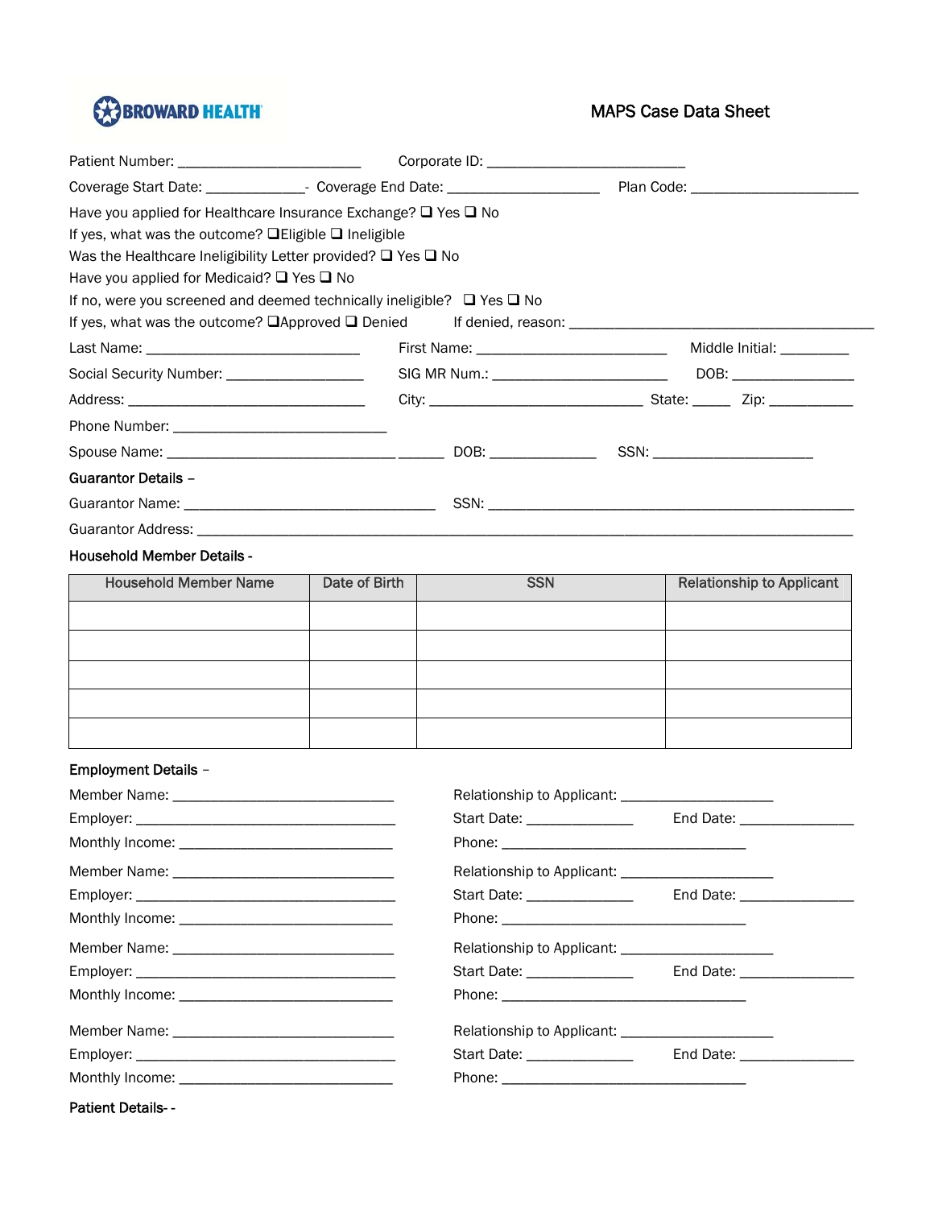BROWARD HEALTH

# MAPS Case Data Sheet

Patient Number: ________________________ Corporate ID: __________________________

Coverage Start Date: _____________- Coverage End Date: ____________________ Plan Code: ______________________

Have you applied for Healthcare Insurance Exchange? ❑ Yes ❑ No

If yes, what was the outcome? ❑Eligible ❑ Ineligible

Was the Healthcare Ineligibility Letter provided? ❑ Yes ❑ No

Have you applied for Medicaid? ❑ Yes ❑ No

If no, were you screened and deemed technically ineligible? ❑ Yes ❑ No

If yes, what was the outcome? ❑Approved ❑ Denied If denied, reason: ________________________________________

Last Name: ____________________________ First Name: _________________________ Middle Initial: _________

Social Security Number: __________________ SIG MR Num.: _______________________ DOB: ________________

Address: _______________________________ City: ____________________________ State: _____ Zip: ___________

Phone Number: ____________________________

Spouse Name: ______________________________ ______ DOB: ______________ SSN: _____________________

**Guarantor Details –**

Guarantor Name: _________________________________ SSN: ________________________________________________

Guarantor Address: _____________________________________________________________________________________

**Household Member Details -**

| Household Member Name | Date of Birth | SSN | Relationship to Applicant |
|---|---|---|---|
| | | | |
| | | | |
| | | | |
| | | | |
| | | | |

**Employment Details –**

Member Name: _____________________________ Relationship to Applicant: ____________________

Employer: __________________________________ Start Date: ______________ End Date: _______________

Monthly Income: ____________________________ Phone: ________________________________

Member Name: _____________________________ Relationship to Applicant: ____________________

Employer: __________________________________ Start Date: ______________ End Date: _______________

Monthly Income: ____________________________ Phone: ________________________________

Member Name: _____________________________ Relationship to Applicant: ____________________

Employer: __________________________________ Start Date: ______________ End Date: _______________

Monthly Income: ____________________________ Phone: ________________________________

Member Name: _____________________________ Relationship to Applicant: ____________________

Employer: __________________________________ Start Date: ______________ End Date: _______________

Monthly Income: ____________________________ Phone: ________________________________

**Patient Details- -**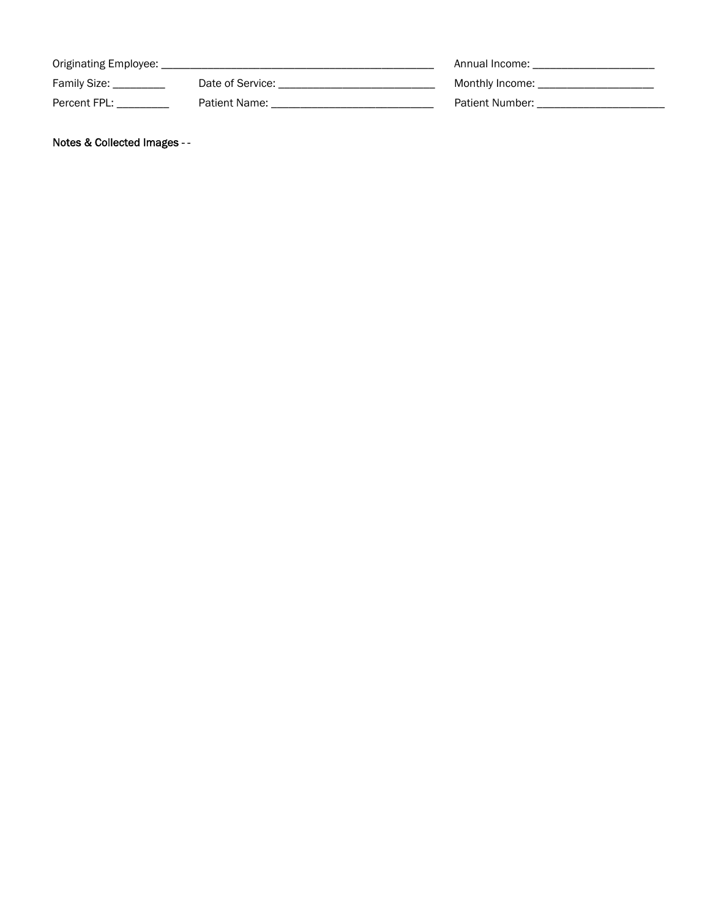Originating Employee: ______________________________________________ Annual Income: ____________________

Family Size: _________ Date of Service: ___________________________ Monthly Income: ___________________

Percent FPL: _________ Patient Name: ____________________________ Patient Number: _____________________

Notes & Collected Images - -